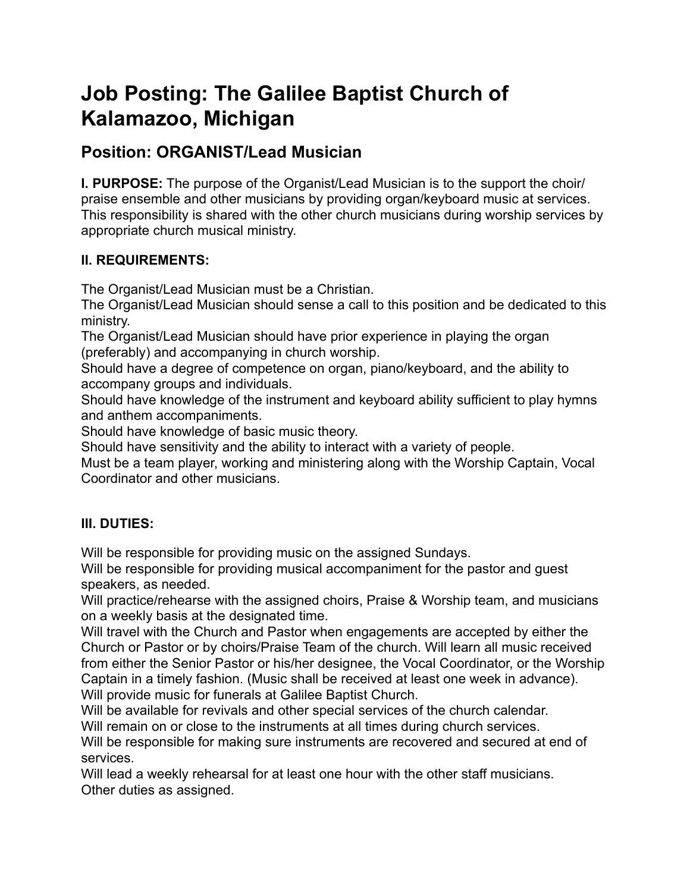# Job Posting: The Galilee Baptist Church of Kalamazoo, Michigan

## Position: ORGANIST/Lead Musician

**I. PURPOSE:** The purpose of the Organist/Lead Musician is to the support the choir/ praise ensemble and other musicians by providing organ/keyboard music at services. This responsibility is shared with the other church musicians during worship services by appropriate church musical ministry.

### II. REQUIREMENTS:

The Organist/Lead Musician must be a Christian.
The Organist/Lead Musician should sense a call to this position and be dedicated to this ministry.
The Organist/Lead Musician should have prior experience in playing the organ (preferably) and accompanying in church worship.
Should have a degree of competence on organ, piano/keyboard, and the ability to accompany groups and individuals.
Should have knowledge of the instrument and keyboard ability sufficient to play hymns and anthem accompaniments.
Should have knowledge of basic music theory.
Should have sensitivity and the ability to interact with a variety of people.
Must be a team player, working and ministering along with the Worship Captain, Vocal Coordinator and other musicians.

### III. DUTIES:

Will be responsible for providing music on the assigned Sundays.
Will be responsible for providing musical accompaniment for the pastor and guest speakers, as needed.
Will practice/rehearse with the assigned choirs, Praise & Worship team, and musicians on a weekly basis at the designated time.
Will travel with the Church and Pastor when engagements are accepted by either the Church or Pastor or by choirs/Praise Team of the church. Will learn all music received from either the Senior Pastor or his/her designee, the Vocal Coordinator, or the Worship Captain in a timely fashion. (Music shall be received at least one week in advance).
Will provide music for funerals at Galilee Baptist Church.
Will be available for revivals and other special services of the church calendar.
Will remain on or close to the instruments at all times during church services.
Will be responsible for making sure instruments are recovered and secured at end of services.
Will lead a weekly rehearsal for at least one hour with the other staff musicians.
Other duties as assigned.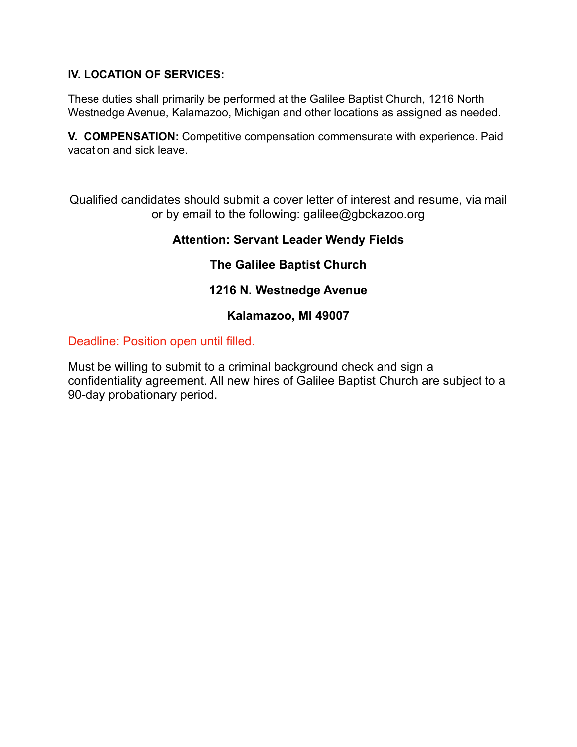**IV. LOCATION OF SERVICES:**

These duties shall primarily be performed at the Galilee Baptist Church, 1216 North Westnedge Avenue, Kalamazoo, Michigan and other locations as assigned as needed.

**V. COMPENSATION:** Competitive compensation commensurate with experience. Paid vacation and sick leave.

Qualified candidates should submit a cover letter of interest and resume, via mail or by email to the following: galilee@gbckazoo.org

**Attention: Servant Leader Wendy Fields**

**The Galilee Baptist Church**

**1216 N. Westnedge Avenue**

**Kalamazoo, MI 49007**

Deadline: Position open until filled.

Must be willing to submit to a criminal background check and sign a confidentiality agreement. All new hires of Galilee Baptist Church are subject to a 90-day probationary period.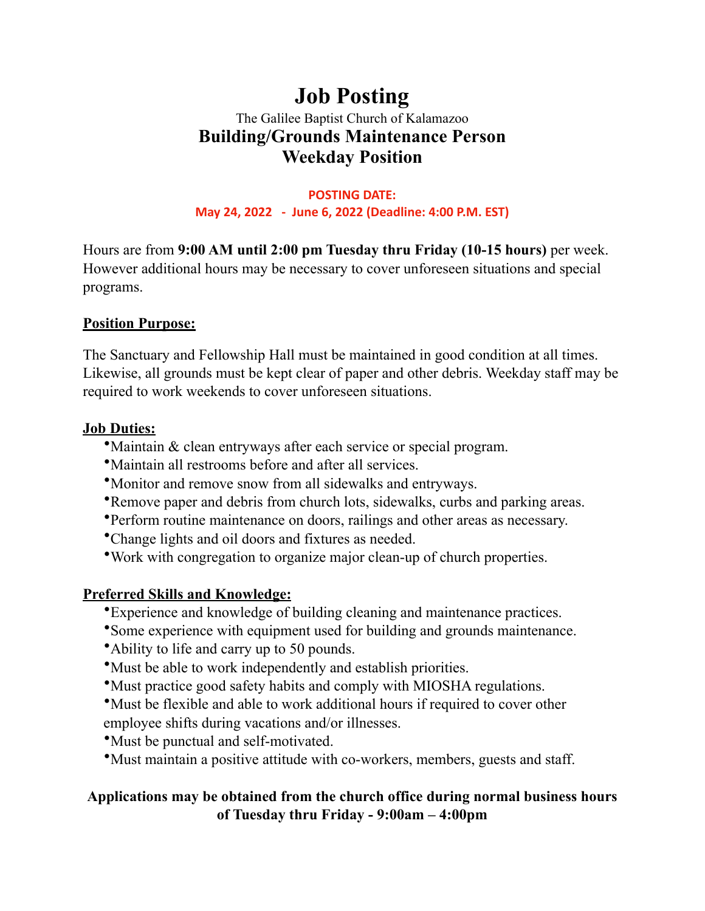# Job Posting

The Galilee Baptist Church of Kalamazoo

## Building/Grounds Maintenance Person
## Weekday Position

**POSTING DATE:**
**May 24, 2022 - June 6, 2022 (Deadline: 4:00 P.M. EST)**

Hours are from **9:00 AM until 2:00 pm Tuesday thru Friday (10-15 hours)** per week. However additional hours may be necessary to cover unforeseen situations and special programs.

**Position Purpose:**

The Sanctuary and Fellowship Hall must be maintained in good condition at all times. Likewise, all grounds must be kept clear of paper and other debris. Weekday staff may be required to work weekends to cover unforeseen situations.

**Job Duties:**

- Maintain & clean entryways after each service or special program.
- Maintain all restrooms before and after all services.
- Monitor and remove snow from all sidewalks and entryways.
- Remove paper and debris from church lots, sidewalks, curbs and parking areas.
- Perform routine maintenance on doors, railings and other areas as necessary.
- Change lights and oil doors and fixtures as needed.
- Work with congregation to organize major clean-up of church properties.

**Preferred Skills and Knowledge:**

- Experience and knowledge of building cleaning and maintenance practices.
- Some experience with equipment used for building and grounds maintenance.
- Ability to life and carry up to 50 pounds.
- Must be able to work independently and establish priorities.
- Must practice good safety habits and comply with MIOSHA regulations.
- Must be flexible and able to work additional hours if required to cover other employee shifts during vacations and/or illnesses.
- Must be punctual and self-motivated.
- Must maintain a positive attitude with co-workers, members, guests and staff.

**Applications may be obtained from the church office during normal business hours of Tuesday thru Friday - 9:00am – 4:00pm**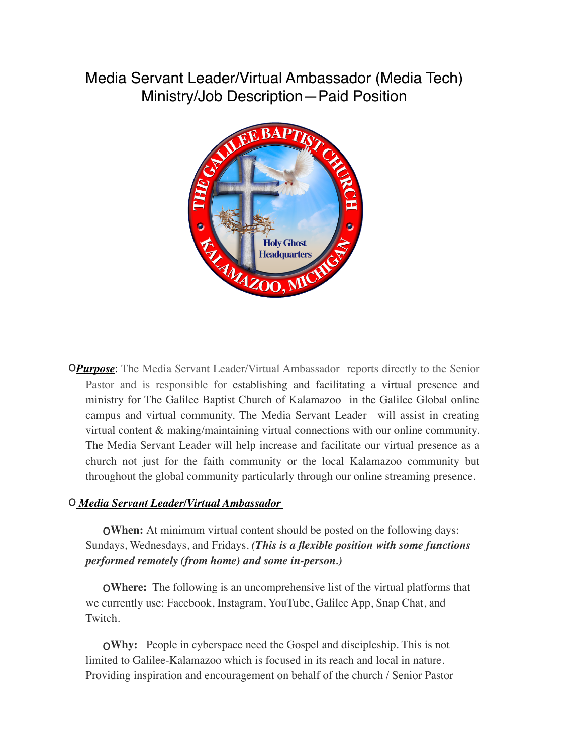# Media Servant Leader/Virtual Ambassador (Media Tech) Ministry/Job Description—Paid Position

- ***Purpose***: The Media Servant Leader/Virtual Ambassador reports directly to the Senior Pastor and is responsible for establishing and facilitating a virtual presence and ministry for The Galilee Baptist Church of Kalamazoo in the Galilee Global online campus and virtual community. The Media Servant Leader will assist in creating virtual content & making/maintaining virtual connections with our online community. The Media Servant Leader will help increase and facilitate our virtual presence as a church not just for the faith community or the local Kalamazoo community but throughout the global community particularly through our online streaming presence.

- ***Media Servant Leader/Virtual Ambassador***

  - **When:** At minimum virtual content should be posted on the following days: Sundays, Wednesdays, and Fridays. ***(This is a flexible position with some functions performed remotely (from home) and some in-person.)***

  - **Where:** The following is an uncomprehensive list of the virtual platforms that we currently use: Facebook, Instagram, YouTube, Galilee App, Snap Chat, and Twitch.

  - **Why:** People in cyberspace need the Gospel and discipleship. This is not limited to Galilee-Kalamazoo which is focused in its reach and local in nature. Providing inspiration and encouragement on behalf of the church / Senior Pastor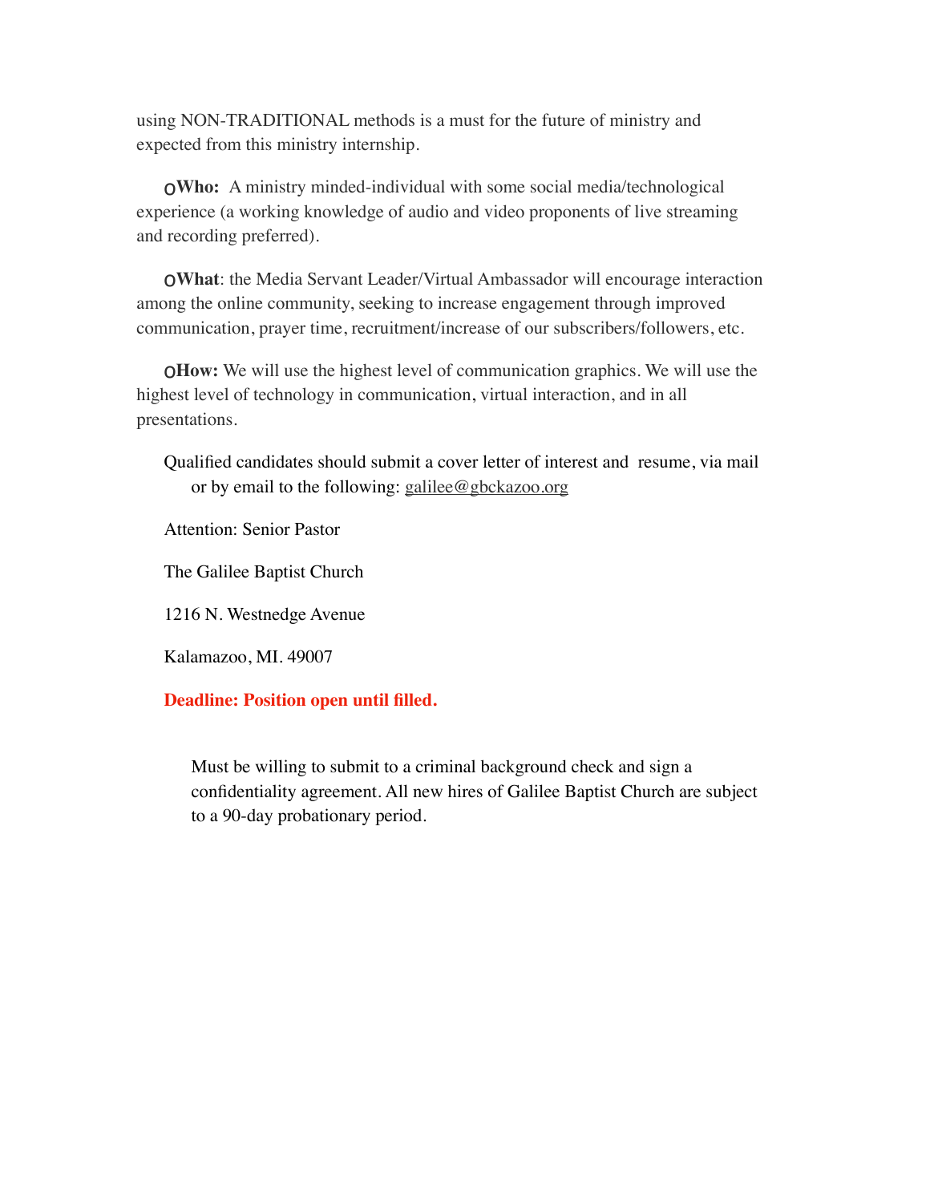using NON-TRADITIONAL methods is a must for the future of ministry and expected from this ministry internship.

- **Who:** A ministry minded-individual with some social media/technological experience (a working knowledge of audio and video proponents of live streaming and recording preferred).

- **What**: the Media Servant Leader/Virtual Ambassador will encourage interaction among the online community, seeking to increase engagement through improved communication, prayer time, recruitment/increase of our subscribers/followers, etc.

- **How:** We will use the highest level of communication graphics. We will use the highest level of technology in communication, virtual interaction, and in all presentations.

Qualified candidates should submit a cover letter of interest and resume, via mail or by email to the following: galilee@gbckazoo.org

Attention: Senior Pastor

The Galilee Baptist Church

1216 N. Westnedge Avenue

Kalamazoo, MI. 49007

**Deadline: Position open until filled.**

Must be willing to submit to a criminal background check and sign a confidentiality agreement. All new hires of Galilee Baptist Church are subject to a 90-day probationary period.